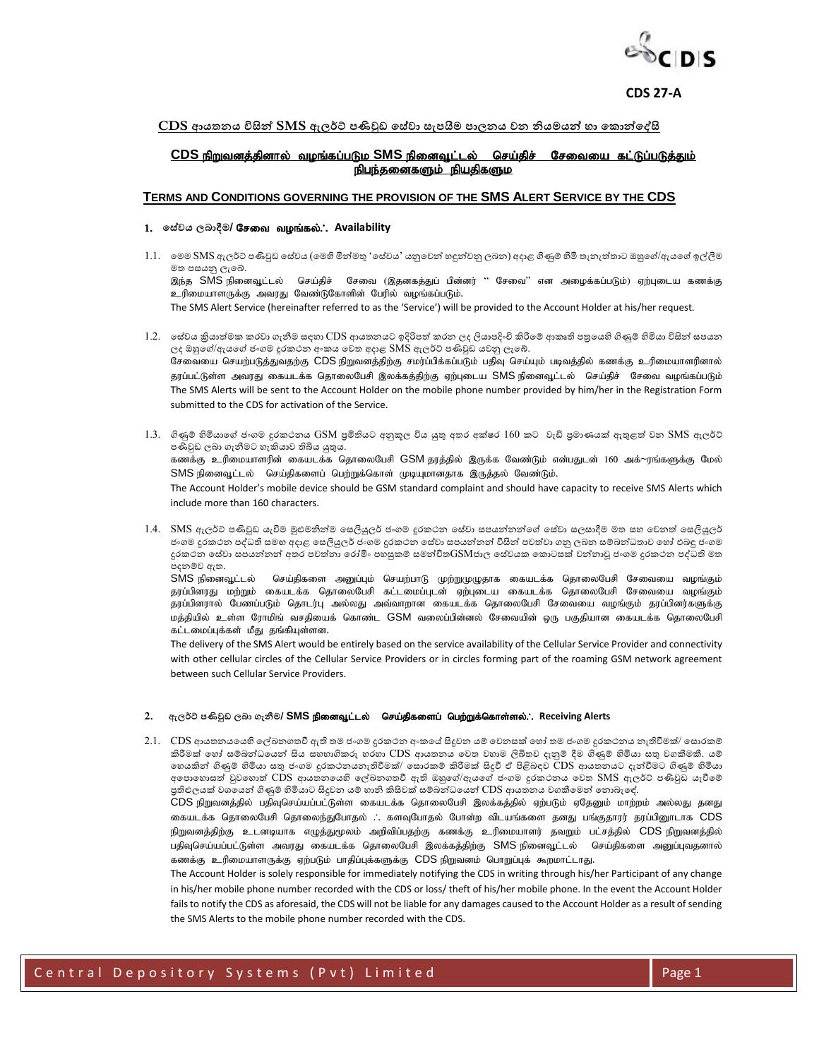CDS 27-A

## CDS ආයතනය විසින් SMS ඇලර්ට් පණිවුඩ සේවා සැපයීම පාලනය වන නියමයන් හා කොන්දේසි

## CDS நிறுவனத்தினால் வழங்கப்படும SMS நினைவூட்டல் செய்திச் சேவையை கட்டுப்படுத்தும் நிபந்தனைகளும் நியதிகளும

## TERMS AND CONDITIONS GOVERNING THE PROVISION OF THE SMS ALERT SERVICE BY THE CDS

### 1. සේවය ලබාදීම/ சேவை வழங்கல்∴ Availability

1.1. මෙම SMS ඇලර්ට් පණිවුඩ සේවය (මෙහි මින්මතු 'සේවය' යනුවෙන් හඳුන්වනු ලබන) අදාළ ගිණුම් හිමි තැනැත්තාට ඔහුගේ/ඇයගේ ඉල්ලීම මත සපයනු ලැබේ.
இந்த SMS நினைவூட்டல் செய்திச் சேவை (இதனகத்துப் பின்னர் " சேவை" என அழைக்கப்படும்) ஏற்புடைய கணக்கு உரிமையாளருக்கு அவரது வேண்டுகோளின் பேரில் வழங்கப்படும்.
The SMS Alert Service (hereinafter referred to as the 'Service') will be provided to the Account Holder at his/her request.

1.2. සේවය ක්‍රියාත්මක කරවා ගැනීම සඳහා CDS ආයතනයට ඉදිරිපත් කරන ලද ලියාපදිංචි කිරීමේ ආකෘති පත්‍රයෙහි ගිණුම් හිමියා විසින් සපයන ලද ඔහුගේ/ඇයගේ ජංගම දුරකථන අංකය වෙත අදාළ SMS ඇලර්ට් පණිවුඩ යවනු ලැබේ.
சேவையை செயற்படுத்துவதற்கு CDS நிறுவனத்திற்கு சமர்ப்பிக்கப்படும் பதிவு செய்யும் படிவத்தில் கணக்கு உரிமையாளரினால் தரப்பட்டுள்ள அவரது கையடக்க தொலைபேசி இலக்கத்திற்கு ஏற்புடைய SMS நினைவூட்டல் செய்திச் சேவை வழங்கப்படும்
The SMS Alerts will be sent to the Account Holder on the mobile phone number provided by him/her in the Registration Form submitted to the CDS for activation of the Service.

1.3. ගිණුම් හිමියාගේ ජංගම දුරකථනය GSM ප්‍රමිතියට අනුකූල විය යුතු අතර අක්ෂර 160 කට වැඩි ප්‍රමාණයක් ඇතුළත් වන SMS ඇලර්ට් පණිවුඩ ලබා ගැනීමට හැකියාව තිබිය යුතුය.
கணக்கு உரிமையாளரின் கையடக்க தொலைபேசி GSM தரத்தில் இருக்க வேண்டும் என்பதுடன் 160 அக்~ரங்களுக்கு மேல் SMS நினைவூட்டல் செய்திகளைப் பெற்றுக்கொள் முடியுமானதாக இருத்தல் வேண்டும்.
The Account Holder's mobile device should be GSM standard complaint and should have capacity to receive SMS Alerts which include more than 160 characters.

1.4. SMS ඇලර්ට් පණිවුඩ යැවීම මුළුමනින්ම සෙලියුලර් ජංගම දුරකථන සේවා සපයන්නන්ගේ සේවා සලසාදීම මත සහ වෙනත් සෙලියුලර් ජංගම දුරකථන පද්ධති සමඟ අදාළ සෙලියුලර් ජංගම දුරකථන සේවා සපයන්නන් විසින් පවත්වා ගනු ලබන සම්බන්ධතාව හෝ එබඳු ජංගම දුරකථන සේවා සපයන්නන් අතර පවත්නා රෝමිං පහසුකම් සමන්විතGSMජාල සේවයක කොටසක් වන්නාවූ ජංගම දුරකථන පද්ධති මත පදනම්ව ඇත.
SMS நினைவூட்டல் செய்திகளை அனுப்பும் செயற்பாடு முற்றுமுழுதாக கையடக்க தொலைபேசி சேவையை வழங்கும் தரப்பினரது மற்றும் கையடக்க தொலைபேசி கட்டமைப்புடன் ஏற்புடைய கையடக்க தொலைபேசி சேவையை வழங்கும் தரப்பினரால் பேணப்படும் தொடர்பு அல்லது அவ்வாறான கையடக்க தொலைபேசி சேவையை வழங்கும் தரப்பினர்களுக்கு மத்தியில் உள்ள ரோமிங் வசதியைக் கொண்ட GSM வலைப்பின்னல் சேவையின் ஒரு பகுதியான கையடக்க தொலைபேசி கட்டமைப்புக்கள் மீது தங்கியுள்ளன.
The delivery of the SMS Alert would be entirely based on the service availability of the Cellular Service Provider and connectivity with other cellular circles of the Cellular Service Providers or in circles forming part of the roaming GSM network agreement between such Cellular Service Providers.

### 2. ඇලර්ට් පණිවුඩ ලබා ගැනීම/ SMS நினைவூட்டல் செய்திகளைப் பெற்றுக்கொள்ளல்∴ Receiving Alerts

2.1. CDS ආයතනයෙහි ලේඛනගතවී ඇති තම ජංගම දුරකථන අංකයේ සිදුවන යම් වෙනසක් හෝ තම ජංගම දුරකථනය නැතිවීමක්/ සොරකම් කිරීමක් හෝ සම්බන්ධයෙන් සිය සහභාගිකරු හරහා CDS ආයතනය වෙත වහාම ලිඛිතව දැනුම් දීම ගිණුම් හිමියා සතු වගකීමකි. යම් හෙයකින් ගිණුම් හිමියා සතු ජංගම දුරකථනයනැතිවීමක්/ සොරකම් කිරීමක් සිදුවී ඒ පිළිබඳව CDS ආයතනයට දැන්වීමට ගිණුම් හිමියා අපොහොසත් වුවහොත් CDS ආයතනයෙහි ලේඛනගතවී ඇති ඔහුගේ/ඇයගේ ජංගම දුරකථනය වෙත SMS ඇලර්ට් පණිවුඩ යැවීමේ ප්‍රතිඵලයක් වශයෙන් ගිණුම් හිමියාට සිදුවන යම් හානි කිසිවක් සම්බන්ධයෙන් CDS ආයතනය වගකීමෙන් නොබැඳේ.
CDS நிறுவனத்தில் பதிவுசெய்யப்பட்டுள்ள கையடக்க தொலைபேசி இலக்கத்தில் ஏற்படும் ஏதேனும் மாற்றம் அல்லது தனது கையடக்க தொலைபேசி தொலைந்துபோதல் ∴ களவுபோதல் போன்ற விடயங்களை தனது பங்குதாரர் தரப்பினூடாக CDS நிறுவனத்திற்கு உடனடியாக எழுத்துமூலம் அறிவிப்பதற்கு கணக்கு உரிமையாளர் தவறும் பட்சத்தில் CDS நிறுவனத்தில் பதிவுசெய்யப்பட்டுள்ள அவரது கையடக்க தொலைபேசி இலக்கத்திற்கு SMS நினைவூட்டல் செய்திகளை அனுப்புவதனால் கணக்கு உரிமையாளருக்கு ஏற்படும் பாதிப்புக்களுக்கு CDS நிறுவனம் பொறுப்புக் கூறமாட்டாது.
The Account Holder is solely responsible for immediately notifying the CDS in writing through his/her Participant of any change in his/her mobile phone number recorded with the CDS or loss/ theft of his/her mobile phone. In the event the Account Holder fails to notify the CDS as aforesaid, the CDS will not be liable for any damages caused to the Account Holder as a result of sending the SMS Alerts to the mobile phone number recorded with the CDS.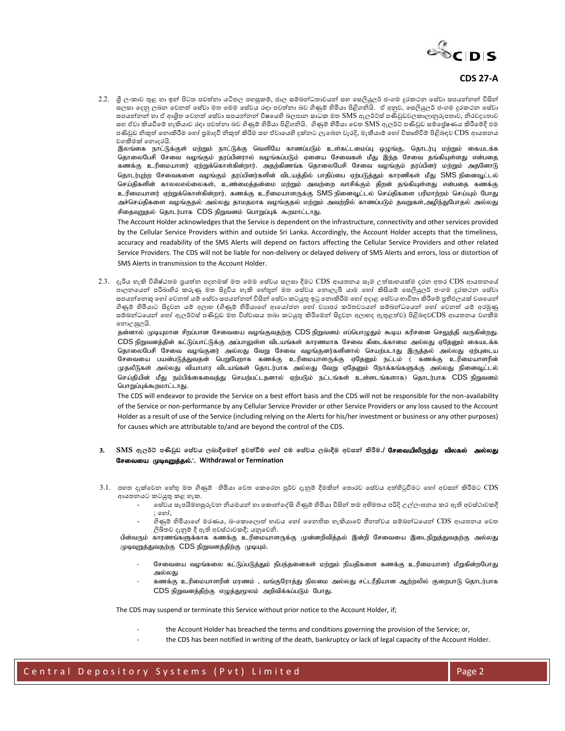2.2. ශ්‍රී ලංකාව තුළ හා ඉන් පිටත පවත්නා යටිතල පහසුකම්, ජාල සම්බන්ධතාවයන් සහ සෙලියුලර් ජංගම දුරකථන සේවා සපයන්නන් විසින් සලසා දෙනු ලබන වෙනත් සේවා මත මෙම සේවය රඳා පවත්නා බව ගිණුම් හිමියා පිළිගනියි. ඒ අනුව, සෙලියුලර් ජංගම දුරකථන සේවා සපයන්නන් හා ඒ ආශ්‍රිත වෙනත් සේවා සපයන්නන් විෂයෙහි බලපාන සාධක මත SMS ඇලර්ට්ස් පණිවුඩවලකාලානුරූපතාව, නිරවද්‍යතාව සහ ඒවා කියවීමේ හැකියාව රඳා පවත්නා බව ගිණුම් හිමියා පිළිගනියි. ගිණුම් හිමියා වෙත SMS ඇලර්ට් පණිවුඩ සම්ප්‍රේෂණය කිරීමේදී එම පණිවුඩ නිකුත් නොකිරීම හෝ ප්‍රමාදවී නිකුත් කිරීම සහ ඒවායෙහි දක්නට ලැබෙන වැරදි, මැකීයාම් හෝ විකෘතිවීම් පිළිබඳව CDS ආයතනය වගකීමක් නොදරයි.

இலங்கை நாட்டுக்குள் மற்றும் நாட்டுக்கு வெளியே காணப்படும் உள்கட்டமைப்பு ஒழுங்கு, தொடர்பு மற்றும் கையடக்க தொலைபேசி சேவை வழங்கும் தரப்பினரால் வழங்கப்படும் ஏனைய சேவைகள் மீது இந்த சேவை தங்கியுள்ளது என்பதை கணக்கு உரிமையாளர் ஏற்றுக்கொள்கின்றார். அதற்கிணங்க தொலைபேசி சேவை வழங்கும் தரப்பினர் மற்றும் அதனோடு தொடர்புற்ற சேவைகளை வழங்கும் தரப்பினர்களின் விடயத்தில் பாதிப்பை ஏற்படுத்தும் காரணிகள் மீது SMS நினைவூட்டல் செய்திகளின் காலஎல்லைகள், உண்மைத்தன்மை மற்றும் அவற்றை வாசிக்கும் திறன் தங்கியுள்ளது என்பதை கணக்கு உரிமையாளர் ஏற்றுக்கொள்கின்றார். கணக்கு உரிமையாளருக்கு SMS நினைவூட்டல் செய்திகளை பரிமாற்றம் செய்யும் போது அச்செய்திகளை வழங்குதல் அல்லது தாமதமாக வழங்குதல் மற்றும் அவற்றில் காணப்படும் தவறுகள்,அழிந்துபோதல் அல்லது சிதைவுறுதல் தொடர்பாக CDS நிறுவனம் பொறுப்புக் கூறமாட்டாது.

The Account Holder acknowledges that the Service is dependent on the infrastructure, connectivity and other services provided by the Cellular Service Providers within and outside Sri Lanka. Accordingly, the Account Holder accepts that the timeliness, accuracy and readability of the SMS Alerts will depend on factors affecting the Cellular Service Providers and other related Service Providers. The CDS will not be liable for non-delivery or delayed delivery of SMS Alerts and errors, loss or distortion of SMS Alerts in transmission to the Account Holder.

2.3. දැරිය හැකි විශිෂ්ඨතම ප්‍රයත්න පදනමක් මත මෙම සේවය සලසා දීමට CDS ආයතනය සෑම උත්සාහයක්ම දරන අතර CDS ආයතනයේ පාලනයෙන් පරිබාහිර කරුණු මත සිදුවිය හැකි හේතූන් මත සේවය නොලැබී යාම හෝ කිසියම් සෙලියුලර් ජංගම දුරකථන සේවා සපයන්නෙකු හෝ වෙනත් යම් සේවා සපයන්නන් විසින් සේවා කටයුතු ඉටු නොකිරීම හෝ අදාළ සේවය භාවිතා කිරීමේ ප්‍රතිඵලයක් වශයෙන් ගිණුම් හිමියාට සිදුවන යම් අලාභ (ගිණුම් හිමියාගේ ආයෝජන හෝ ව්‍යාපර කර්තව්‍යයන් සම්බන්ධයෙන් හෝ වෙනත් යම් අරමුණු සම්බන්ධයෙන් හෝ ඇලර්ට්ස් පණිවුඩ මත විශ්වාසය තබා කටයුතු කිරීමෙන් සිදුවන අලාභද ඇතුළත්ව) පිළිබඳවCDS ආයතනය වගකීම නොදැසුලයි.

தன்னால் முடியுமான சிறப்பான சேவையை வழங்குவதற்கு CDS நிறுவனம் எப்பொழுதும் கூடிய கரிசனை செலுத்தி வருகின்றது. CDS நிறுவனத்தின் கட்டுப்பாட்டுக்கு அப்பாலுள்ள விடயங்கள் காரணமாக சேவை கிடைக்காமை அல்லது ஏதேனும் கையடக்க தொலைபேசி சேவை வழங்குனர் அல்லது வேறு சேவை வழங்குனர்களினால் செயற்படாது இருத்தல் அல்லது ஏற்புடைய சேவையை பயன்படுத்துவதன் பெறுபேறாக கணக்கு உரிமையாளருக்கு ஏதேனும் நட்டம் ( கணக்கு உரிமையாளரின் முதலீடுகள் அல்லது வியாபார விடயங்கள் தொடர்பாக அல்லது வேறு ஏதேனும் நோக்கங்களுக்கு அல்லது நினைவூட்டல் செய்தியின் மீது நம்பிக்கைவைத்து செயற்பட்டதனால் ஏற்படும் நட்டங்கள் உள்ளடங்களாக) தொடர்பாக CDS நிறுவனம் பொறுப்புக்கூறமாட்டாது.

The CDS will endeavor to provide the Service on a best effort basis and the CDS will not be responsible for the non-availability of the Service or non-performance by any Cellular Service Provider or other Service Providers or any loss caused to the Account Holder as a result of use of the Service (including relying on the Alerts for his/her investment or business or any other purposes) for causes which are attributable to/and are beyond the control of the CDS.

## 3. SMS ඇලර්ට් පණිවුඩ සේවය ලබාදීමෙන් ඉවත්වීම හෝ එම සේවය ලබාදීම අවසන් කිරීම./ சேவையிலிருந்து விலகல் அல்லது சேவையை முடிவுறுத்தல்.. Withdrawal or Termination

3.1. පහත දැක්වෙන හේතු මත ගිණුම් හිමියා වෙත කෙරෙන පූර්ව දැනුම් දීමකින් තොරව සේවය අත්හිටුවීමට හෝ අවසන් කිරීමට CDS ආයතනයට කටයුතු කළ හැක.

- සේවය සැපයීමහසුරුවන නියමයන් හා කොන්දේසි ගිණුම් හිමියා විසින් තම අභිමතය පරිදි උල්ලංඝනය කර ඇති අවස්ථාවකදී ; හෝ,
- ගිණුම් හිමියාගේ මරණය, බංකොලොත් භාවය හෝ නෛතික හැකියාවේ හීනත්වය සම්බන්ධයෙන් CDS ආයතනය වෙත ලිඛිතව දැනුම් දී ඇති අවස්ථාවකදී; යනුවෙනි.

பின்வரும் காரணங்களுக்காக கணக்கு உரிமையாளருக்கு முன்னறிவித்தல் இன்றி சேவையை இடைநிறுத்துவதற்கு அல்லது முடிவுறுத்துவதற்கு CDS நிறுவனத்திற்கு முடியும்.

- சேவையை வழங்கலை கட்டுப்படுத்தும் நிபந்தனைகள் மற்றும் நியதிகளை கணக்கு உரிமையாளர் மீறுகின்றபோது அல்லது
- கணக்கு உரிமையாளரின் மரணம் , வங்குரோத்து நிலமை அல்லது சட்டரீதியான ஆற்றலில் குறைபாடு தொடர்பாக CDS நிறுவனத்திற்கு எழுத்துமூலம் அறிவிக்கப்படும் போது.

The CDS may suspend or terminate this Service without prior notice to the Account Holder, if;

- the Account Holder has breached the terms and conditions governing the provision of the Service; or,
- the CDS has been notified in writing of the death, bankruptcy or lack of legal capacity of the Account Holder.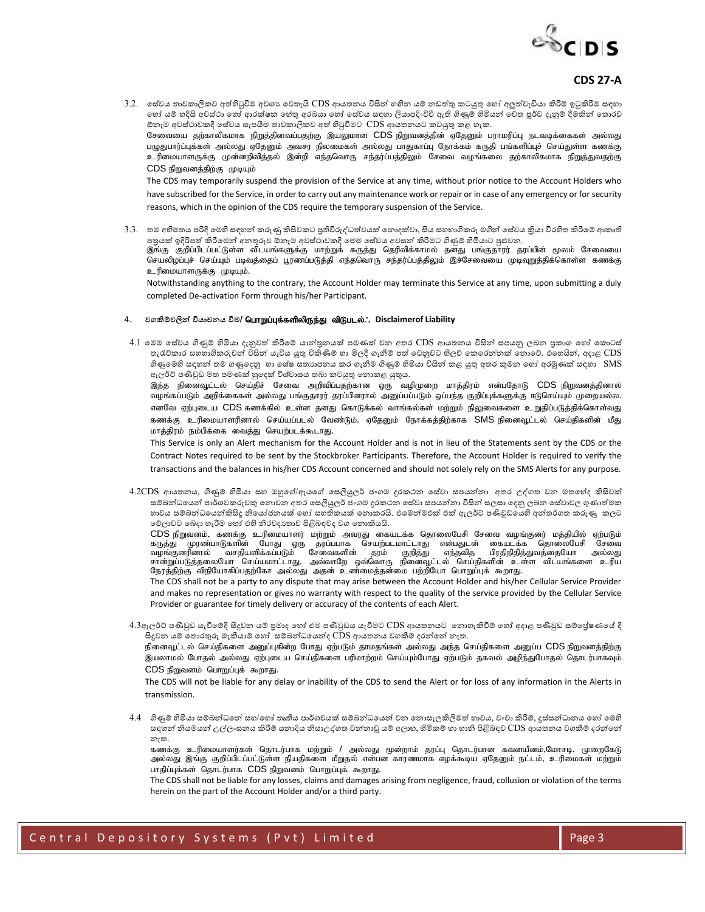3.2. සේවය තාවකාලිකව අත්හිටුවීම අවශ්‍ය වෙතැයි CDS ආයතනය විසින් හඟින යම් නඩත්තු කටයුතු හෝ අලුත්වැඩියා කිරීම් ඉටුකිරීම සඳහා හෝ යම් හදිසි අවස්ථා හෝ ආරක්ෂක හේතු අරබයා හෝ සේවය සඳහා ලියාපදිංචිවී ඇති ගිණුම් හිමියන් වෙත පූර්ව දැනුම් දීමකින් තොරව ඕනෑම අවස්ථාවකදී සේවය සැපයීම තාවකාලිකව අත් හිටුවීමට CDS ආයතනයට කටයුතු කළ හැක.

சேவையை தற்காலிகமாக நிறுத்திவைப்பதற்கு இயலுமான CDS நிறுவனத்தின் ஏதேனும் பராமரிப்பு நடவடிக்கைகள் அல்லது பழுதுபார்ப்புக்கள் அல்லது ஏதேனும் அவசர நிலைமைகள் அல்லது பாதுகாப்பு நோக்கம் கருதி பங்களிப்புச் செய்துள்ள கணக்கு உரிமையாளருக்கு முன்னறிவித்தல் இன்றி எந்தவொரு சந்தர்ப்பத்திலும் சேவை வழங்கலை தற்காலிகமாக நிறுத்துவதற்கு CDS நிறுவனத்திற்கு முடியும்

The CDS may temporarily suspend the provision of the Service at any time, without prior notice to the Account Holders who have subscribed for the Service, in order to carry out any maintenance work or repair or in case of any emergency or for security reasons, which in the opinion of the CDS require the temporary suspension of the Service.

3.3. තම අභිමතය පරිදි මෙහි සඳහන් කරුණු කිසිවකට ප්‍රතිවිරුද්ධත්වයක් නොදක්වා, සිය සහභාගිකරු මඟින් සේවය ක්‍රියා විරහිත කිරීමේ ආකෘති පත්‍රයක් ඉදිරිපත් කිරීමෙන් අනතුරුව ඕනෑම අවස්ථාවකදී මෙම සේවය අවසන් කිරීමට ගිණුම් හිමියාට පුළුවන.

இங்கு குறிப்பிடப்பட்டுள்ள விடயங்களுக்கு மாற்றுக் கருத்து தெரிவிக்காமல் தனது பங்குதாரர் தரப்பின் மூலம் சேவையை செயலிழப்புச் செய்யும் படிவத்தைப் பூரணப்படுத்தி எந்தவொரு சந்தர்ப்பத்திலும் இச்சேவையை முடிவுறுத்திக்கொள்ள கணக்கு உரிமையாளருக்கு முடியும்.

Notwithstanding anything to the contrary, the Account Holder may terminate this Service at any time, upon submitting a duly completed De-activation Form through his/her Participant.

## 4. වගකීමවලින් වියාචනය වීම/ பொறுப்புக்களிலிருந்து விடுபடல்.: Disclaimerof Liability

4.1 මෙම සේවය ගිණුම් හිමියා දැනුවත් කිරීමේ යාන්ත්‍රනයක් පමණක් වන අතර CDS ආයතනය විසින් සපයනු ලබන ප්‍රකාශ හෝ කොටස් තැරැව්කාර සහභාගිකරුවන් විසින් යැවිය යුතු විකිණීම් හා මිලදී ගැනීම් පත් වෙනුවට හිලව් කෙරෙන්නක් නොවේ. එහෙයින්, අදාළ CDS ගිණුමෙහි සඳහන් තම ගණුදෙනු හා ශේෂ සත්‍යාපනය කර ගැනීම ගිණුම් හිමියා විසින් කළ යුතු අතර කුමන හෝ අරමුණක් සඳහා SMS ඇලර්ට් පණිවුඩ මත පමණක් හුදෙක් විශ්වාසය තබා කටයුතු නොකළ යුතුය.

இந்த நினைவூட்டல் செய்திச் சேவை அறிவிப்பதற்கான ஒரு வழிமுறை மாத்திரம் என்பதோடு CDS நிறுவனத்தினால் வழங்கப்படும் அறிக்கைகள் அல்லது பங்குதாரர் தரப்பினரால் அனுப்பப்படும் ஒப்பந்த குறிப்புக்களுக்கு ஈடுசெய்யும் முறையல்ல. எனவே ஏற்புடைய CDS கணக்கில் உள்ள தனது கொடுக்கல் வாங்கல்கள் மற்றும் நிலுவைகளை உறுதிப்படுத்திக்கொள்வது கணக்கு உரிமையாளரினால் செய்யப்படல் வேண்டும். ஏதேனும் நோக்கத்திற்காக SMS நினைவூட்டல் செய்திகளின் மீது மாத்திரம் நம்பிக்கை வைத்து செயற்படக்கூடாது.

This Service is only an Alert mechanism for the Account Holder and is not in lieu of the Statements sent by the CDS or the Contract Notes required to be sent by the Stockbroker Participants. Therefore, the Account Holder is required to verify the transactions and the balances in his/her CDS Account concerned and should not solely rely on the SMS Alerts for any purpose.

4.2CDS ආයතනය, ගිණුම් හිමියා සහ ඔහුගේ/ඇයගේ සෙලියුලර් ජංගම දුරකථන සේවා සපයන්නා අතර උද්ගත වන මතභේද කිසිවක් සම්බන්ධයෙන් පාර්ශවකරුවකු නොවන අතර සෙලියුලර් ජංගම දුරකථන සේවා සපයන්නා විසින් සලසා දෙනු ලබන සේවාවල ගුණාත්මක භාවය සම්බන්ධයෙන්කිසිදු නියෝජනයක් හෝ සහතිකයක් නොකරයි. එමෙන්මඑක් එක් ඇලර්ට් පණිවුඩයෙහි අන්තර්ගත කරුණු කලට වේලාවට බෙදා හැරීම හෝ එහි නිරවද්‍යතාව පිළිබඳවද වග නොකියයි.

CDS நிறுவனம், கணக்கு உரிமையாளர் மற்றும் அவரது கையடக்க தொலைபேசி சேவை வழங்குனர் மத்தியில் ஏற்படும் கருத்து முரண்பாடுகளின் போது ஒரு தரப்பபாக செயற்படமாட்டாது என்பதுடன் கையடக்க தொலைபேசி சேவை வழங்குனரினால் வசதியளிக்கப்படும் சேவைகளின் தரம் குறித்து எந்தவித பிரதிநிதித்துவத்தையோ அல்லது சான்றுப்படுத்தலையோ செய்யமாட்டாது. அவ்வாறே ஒவ்வொரு நினைவூட்டல் செய்திகளின் உள்ள விடயங்களை உரிய நேரத்திற்கு விநியோகிப்பதற்கோ அல்லது அதன் உண்மைத்தன்மை பற்றியோ பொறுப்புக் கூறாது.

The CDS shall not be a party to any dispute that may arise between the Account Holder and his/her Cellular Service Provider and makes no representation or gives no warranty with respect to the quality of the service provided by the Cellular Service Provider or guarantee for timely delivery or accuracy of the contents of each Alert.

4.3ඇලර්ට් පණිවුඩ යැවීමේදී සිදුවන යම් ප්‍රමාද හෝ එම පණිවුඩය යැවීමට CDS ආයතනයට නොහැකිවීම් හෝ අදාළ පණිවුඩ සම්ප්‍රේෂණයේ දී සිදුවන යම් තොරතුරු මැකීයාම් හෝ සම්බන්ධයෙන්ද CDS ආයතනය වගකීම් දරන්නේ නැත.

நினைவூட்டல் செய்திகளை அனுப்புகின்ற போது ஏற்படும் தாமதங்கள் அல்லது அந்த செய்திகளை அனுப்ப CDS நிறுவனத்திற்கு இயலாமல் போதல் அல்லது ஏற்புடைய செய்திகளை பரிமாற்றம் செய்யும்போது ஏற்படும் தகவல் அழிந்துபோதல் தொடர்பாகவும் CDS நிறுவனம் பொறுப்புக் கூறாது.

The CDS will not be liable for any delay or inability of the CDS to send the Alert or for loss of any information in the Alerts in transmission.

4.4 ගිණුම් හිමියා සම්බන්ධයෙන් සහ/හෝ තෘතීය පාර්ශවයක් සම්බන්ධයෙන් වන නොසැලකිලිමත් භාවය, වංචා කිරීම්, දුස්සන්ධානය හෝ මෙහි සඳහන් නියමයන් උල්ලංඝනය කිරීම් යනාදිය නිසාඋද්ගත වන්නාවූ යම් අලාභ, හිමිකම් හා හානි පිළිබඳව CDS ආයතනය වගකීම් දරන්නේ නැත.

கணக்கு உரிமையாளர்கள் தொடர்பாக மற்றும் / அல்லது மூன்றாம் தரப்பு தொடர்பான கவனயீனம்,மோசடி, முறைகேடு அல்லது இங்கு குறிப்பிடப்பட்டுள்ள நியதிகளை மீறுதல் என்பன காரணமாக எழக்கூடிய ஏதேனும் நட்டம், உரிமைகள் மற்றும் பாதிப்புக்கள் தொடர்பாக CDS நிறுவனம் பொறுப்புக் கூறாது.

The CDS shall not be liable for any losses, claims and damages arising from negligence, fraud, collusion or violation of the terms herein on the part of the Account Holder and/or a third party.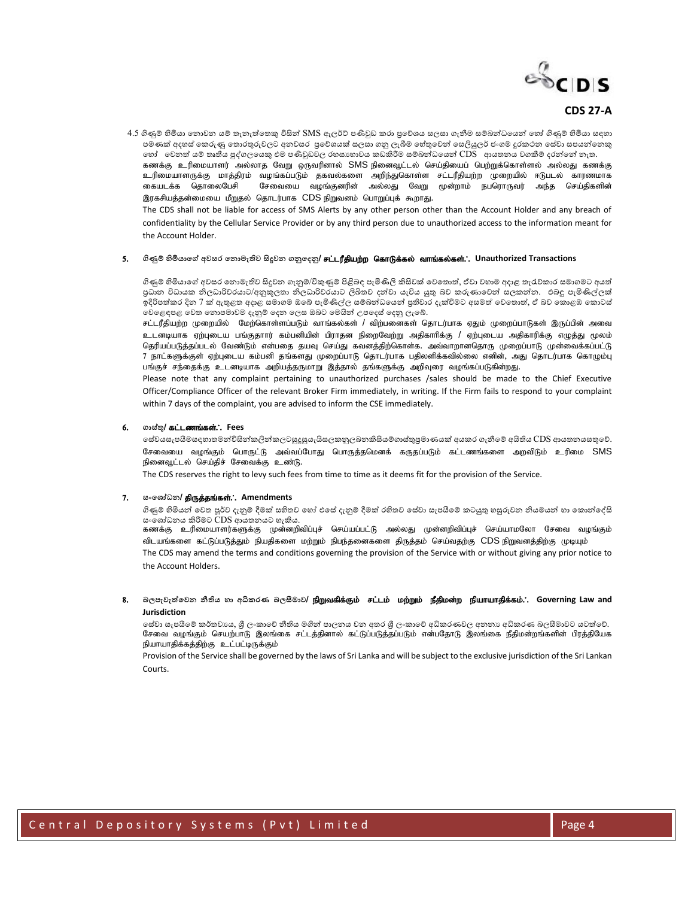4.5 ගිණුම් හිමියා නොවන යම් තැනැත්තෙකු විසින් SMS ඇලර්ට් පණිවුඩ කරා ප්‍රවේශය සලසා ගැනීම සම්බන්ධයෙන් හෝ ගිණුම් හිමියා සඳහා පමණක් අදහස් කෙරුණු තොරතුරුවලට අනවසර ප්‍රවේශයක් සලසා ගනු ලැබීම හේතුවෙන් සෙලියුලර් ජංගම දුරකථන සේවා සපයන්නෙකු හෝ වෙනත් යම් තෘතීය පුද්ගලයෙකු එම පණිවුඩවල රහස්‍යභාවය කඩකිරීම සම්බන්ධයෙන් CDS ආයතනය වගකීම් දරන්නේ නැත.

கணக்கு உரிமையாளர் அல்லாத வேறு ஒருவரினால் SMS நினைவூட்டல் செய்தியைப் பெற்றுக்கொள்ளல் அல்லது கணக்கு உரிமையாளருக்கு மாத்திரம் வழங்கப்படும் தகவல்களை அறிந்துகொள்ள சட்டரீதியற்ற முறையில் ஈடுபடல் காரணமாக கையடக்க தொலைபேசி சேவையை வழங்குனரின் அல்லது வேறு மூன்றாம் நபரொருவர் அந்த செய்திகளின் இரகசியத்தன்மையை மீறுதல் தொடர்பாக CDS நிறுவனம் பொறுப்புக் கூறாது.

The CDS shall not be liable for access of SMS Alerts by any other person other than the Account Holder and any breach of confidentiality by the Cellular Service Provider or by any third person due to unauthorized access to the information meant for the Account Holder.

**5. ගිණුම් හිමියාගේ අවසර නොමැතිව සිදුවන ගනුදෙනු/ சட்டரீதியற்ற கொடுக்கல் வாங்கல்கள்∴ Unauthorized Transactions**

ගිණුම් හිමියාගේ අවසර නොමැතිව සිදුවන ගැනුම්/විකුණුම් පිළිබඳ පැමිණිලි කිසිවක් වෙතොත්, ඒවා වහාම අදාළ තැරැව්කාර සමාගමට අයත් ප්‍රධාන විධායක නිලධාරීවරයාට/අනුකූලතා නිලධාරීවරයාට ලිඛිතව දන්වා යැවිය යුතු බව කරුණාවෙන් සලකන්න. එබඳු පැමිණිල්ලක් ඉදිරිපත්කර දින 7 ක් ඇතුළත අදාළ සමාගම ඔබේ පැමිණිල්ල සම්බන්ධයෙන් ප්‍රතිචාර දැක්වීමට අසමත් වෙතොත්, ඒ බව කොළඹ කොටස් වෙළෙඳපළ වෙත නොපමාවම දැනුම් දෙන ලෙස ඔබට මෙයින් උපදෙස් දෙනු ලැබේ.

சட்டரீதியற்ற முறையில் மேற்கொள்ளப்படும் வாங்கல்கள் / விற்பனைகள் தொடர்பாக ஏதும் முறைப்பாடுகள் இருப்பின் அவை உடனடியாக ஏற்புடைய பங்குதாரர் கம்பனியின் பிராதன நிறைவேற்று அதிகாரிக்கு / ஏற்புடைய அதிகாரிக்கு எழுத்து மூலம் தெரியப்படுத்தப்படல் வேண்டும் என்பதை தயவு செய்து கவனத்திற்கொள்க. அவ்வாறானதொரு முறைப்பாடு முன்வைக்கப்பட்டு 7 நாட்களுக்குள் ஏற்புடைய கம்பனி தங்களது முறைப்பாடு தொடர்பாக பதிலளிக்கவில்லை எனின், அது தொடர்பாக கொழும்பு பங்குச் சந்தைக்கு உடனடியாக அறியத்தருமாறு இத்தால் தங்களுக்கு அறிவுரை வழங்கப்படுகின்றது.

Please note that any complaint pertaining to unauthorized purchases /sales should be made to the Chief Executive Officer/Compliance Officer of the relevant Broker Firm immediately, in writing. If the Firm fails to respond to your complaint within 7 days of the complaint, you are advised to inform the CSE immediately.

**6. ගාස්තු/ கட்டணங்கள்∴ Fees**

සේවයසැපයීමසඳහාතමන්විසින්කලින්කලටසුදුසුයැයිසලකනුලබනකිසියම්ගාස්තුප්‍රමාණයක් අයකර ගැනීමේ අයිතිය CDS ආයතනයසතුවේ.

சேவையை வழங்கும் பொருட்டு அவ்வப்போது பொருத்தமெனக் கருதப்படும் கட்டணங்களை அறவிடும் உரிமை SMS நினைவூட்டல் செய்திச் சேவைக்கு உண்டு.

The CDS reserves the right to levy such fees from time to time as it deems fit for the provision of the Service.

**7. සංශෝධන/ திருத்தங்கள்∴ Amendments**

ගිණුම් හිමියන් වෙත පූර්ව දැනුම් දීමක් සහිතව හෝ එසේ දැනුම් දීමක් රහිතව සේවා සැපයීමේ කටයුතු හසුරුවන නියමයන් හා කොන්දේසි සංශෝධනය කිරීමට CDS ආයතනයට හැකිය.

கணக்கு உரிமையாளர்களுக்கு முன்னறிவிப்புச் செய்யப்பட்டு அல்லது முன்னறிவிப்புச் செய்யாமலோ சேவை வழங்கும் விடயங்களை கட்டுப்படுத்தும் நியதிகளை மற்றும் நிபந்தனைகளை திருத்தம் செய்வதற்கு CDS நிறுவனத்திற்கு முடியும்

The CDS may amend the terms and conditions governing the provision of the Service with or without giving any prior notice to the Account Holders.

**8. බලපැවැත්වෙන නීතිය හා අධිකරණ බලසීමාව/ நிறுவகிக்கும் சட்டம் மற்றும் நீதிமன்ற நியாயாதிக்கம்∴ Governing Law and Jurisdiction**

සේවා සැපයීමේ කර්තව්‍යය, ශ්‍රී ලංකාවේ නීතිය මගින් පාලනය වන අතර ශ්‍රී ලංකාවේ අධිකරණවල අනන්‍ය අධිකරණ බලසීමාවට යටත්වේ.

சேவை வழங்கும் செயற்பாடு இலங்கை சட்டத்தினால் கட்டுப்படுத்தப்படும் என்பதோடு இலங்கை நீதிமன்றங்களின் பிரத்தியேக நியாயாதிக்கத்திற்கு உட்பட்டிருக்கும்

Provision of the Service shall be governed by the laws of Sri Lanka and will be subject to the exclusive jurisdiction of the Sri Lankan Courts.